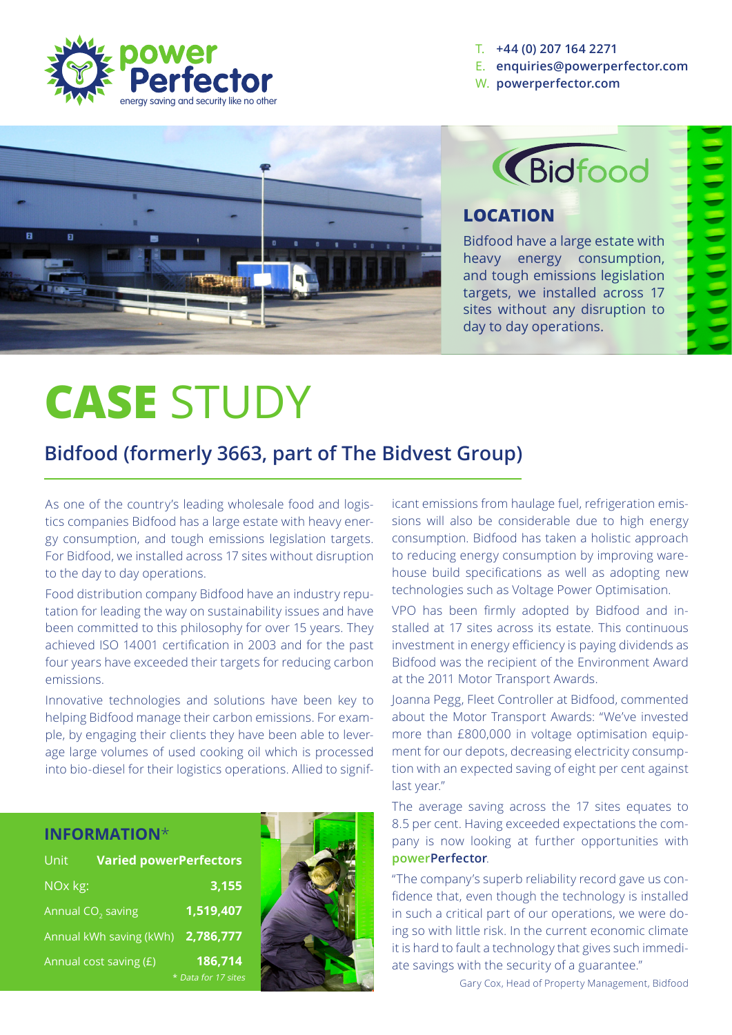**power Perfector**
energy saving and security like no other

T. +44 (0) 207 164 2271
E. enquiries@powerperfector.com
W. powerperfector.com

Bidfood

## LOCATION

Bidfood have a large estate with heavy energy consumption, and tough emissions legislation targets, we installed across 17 sites without any disruption to day to day operations.

# CASE STUDY

## Bidfood (formerly 3663, part of The Bidvest Group)

As one of the country's leading wholesale food and logistics companies Bidfood has a large estate with heavy energy consumption, and tough emissions legislation targets. For Bidfood, we installed across 17 sites without disruption to the day to day operations.

Food distribution company Bidfood have an industry reputation for leading the way on sustainability issues and have been committed to this philosophy for over 15 years. They achieved ISO 14001 certification in 2003 and for the past four years have exceeded their targets for reducing carbon emissions.

Innovative technologies and solutions have been key to helping Bidfood manage their carbon emissions. For example, by engaging their clients they have been able to leverage large volumes of used cooking oil which is processed into bio-diesel for their logistics operations. Allied to significant emissions from haulage fuel, refrigeration emissions will also be considerable due to high energy consumption. Bidfood has taken a holistic approach to reducing energy consumption by improving warehouse build specifications as well as adopting new technologies such as Voltage Power Optimisation.

VPO has been firmly adopted by Bidfood and installed at 17 sites across its estate. This continuous investment in energy efficiency is paying dividends as Bidfood was the recipient of the Environment Award at the 2011 Motor Transport Awards.

Joanna Pegg, Fleet Controller at Bidfood, commented about the Motor Transport Awards: "We've invested more than £800,000 in voltage optimisation equipment for our depots, decreasing electricity consumption with an expected saving of eight per cent against last year."

The average saving across the 17 sites equates to 8.5 per cent. Having exceeded expectations the company is now looking at further opportunities with **powerPerfector**.

"The company's superb reliability record gave us confidence that, even though the technology is installed in such a critical part of our operations, we were doing so with little risk. In the current economic climate it is hard to fault a technology that gives such immediate savings with the security of a guarantee."

Gary Cox, Head of Property Management, Bidfood

### INFORMATION*

| Unit | Varied powerPerfectors |
| --- | --- |
| NOx kg: | 3,155 |
| Annual $CO_2$ saving | 1,519,407 |
| Annual kWh saving (kWh) | 2,786,777 |
| Annual cost saving (£) | 186,714 |

*\* Data for 17 sites*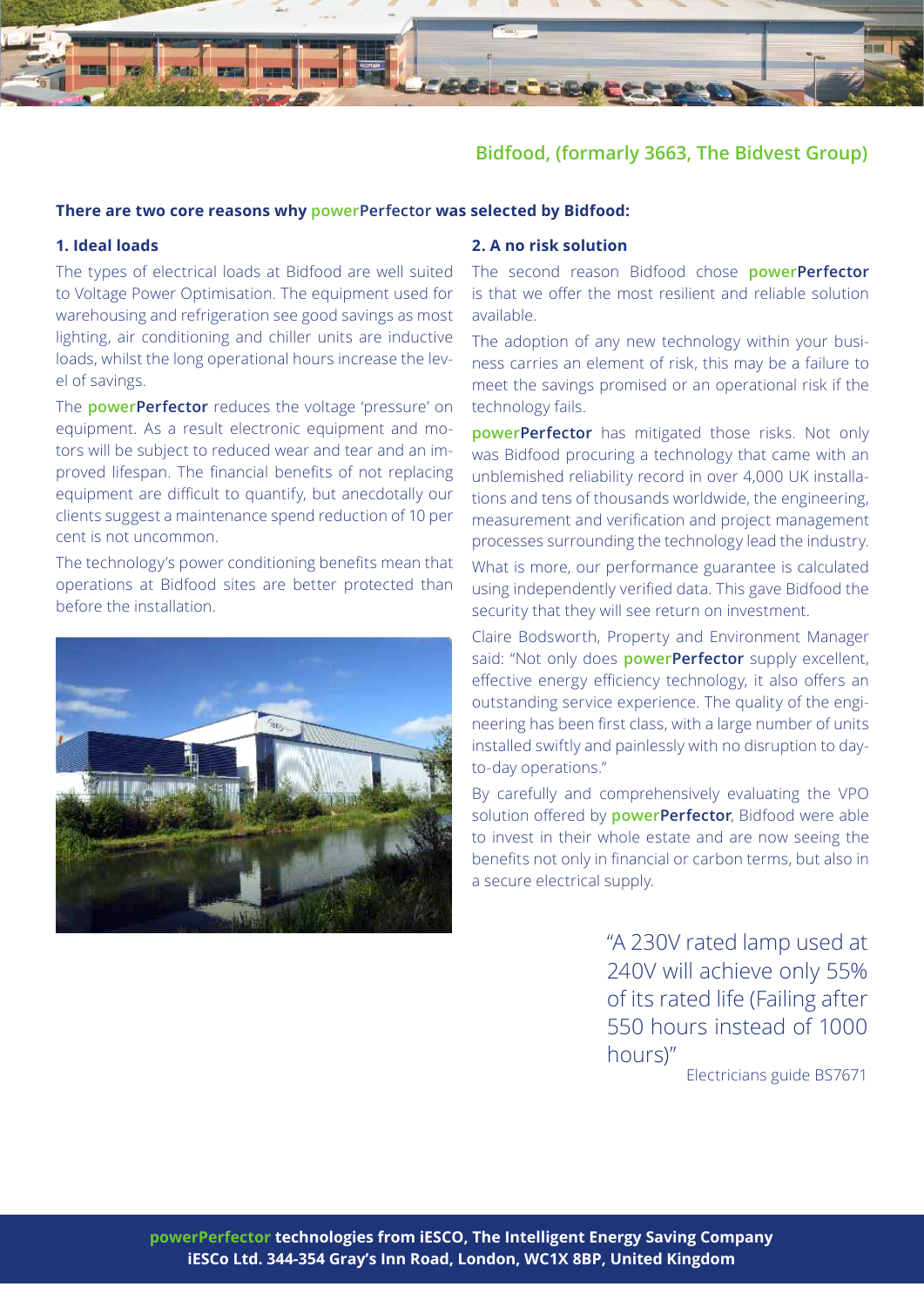## Bidfood, (formarly 3663, The Bidvest Group)

**There are two core reasons why powerPerfector was selected by Bidfood:**

### 1. Ideal loads

The types of electrical loads at Bidfood are well suited to Voltage Power Optimisation. The equipment used for warehousing and refrigeration see good savings as most lighting, air conditioning and chiller units are inductive loads, whilst the long operational hours increase the level of savings.

The **powerPerfector** reduces the voltage 'pressure' on equipment. As a result electronic equipment and motors will be subject to reduced wear and tear and an improved lifespan. The financial benefits of not replacing equipment are difficult to quantify, but anecdotally our clients suggest a maintenance spend reduction of 10 per cent is not uncommon.

The technology's power conditioning benefits mean that operations at Bidfood sites are better protected than before the installation.

### 2. A no risk solution

The second reason Bidfood chose **powerPerfector** is that we offer the most resilient and reliable solution available.

The adoption of any new technology within your business carries an element of risk, this may be a failure to meet the savings promised or an operational risk if the technology fails.

**powerPerfector** has mitigated those risks. Not only was Bidfood procuring a technology that came with an unblemished reliability record in over 4,000 UK installations and tens of thousands worldwide, the engineering, measurement and verification and project management processes surrounding the technology lead the industry.

What is more, our performance guarantee is calculated using independently verified data. This gave Bidfood the security that they will see return on investment.

Claire Bodsworth, Property and Environment Manager said: "Not only does **powerPerfector** supply excellent, effective energy efficiency technology, it also offers an outstanding service experience. The quality of the engineering has been first class, with a large number of units installed swiftly and painlessly with no disruption to day-to-day operations."

By carefully and comprehensively evaluating the VPO solution offered by **powerPerfector**, Bidfood were able to invest in their whole estate and are now seeing the benefits not only in financial or carbon terms, but also in a secure electrical supply.

> "A 230V rated lamp used at 240V will achieve only 55% of its rated life (Failing after 550 hours instead of 1000 hours)"
>
> Electricians guide BS7671

**powerPerfector technologies from iESCO, The Intelligent Energy Saving Company**
**iESCo Ltd. 344-354 Gray's Inn Road, London, WC1X 8BP, United Kingdom**